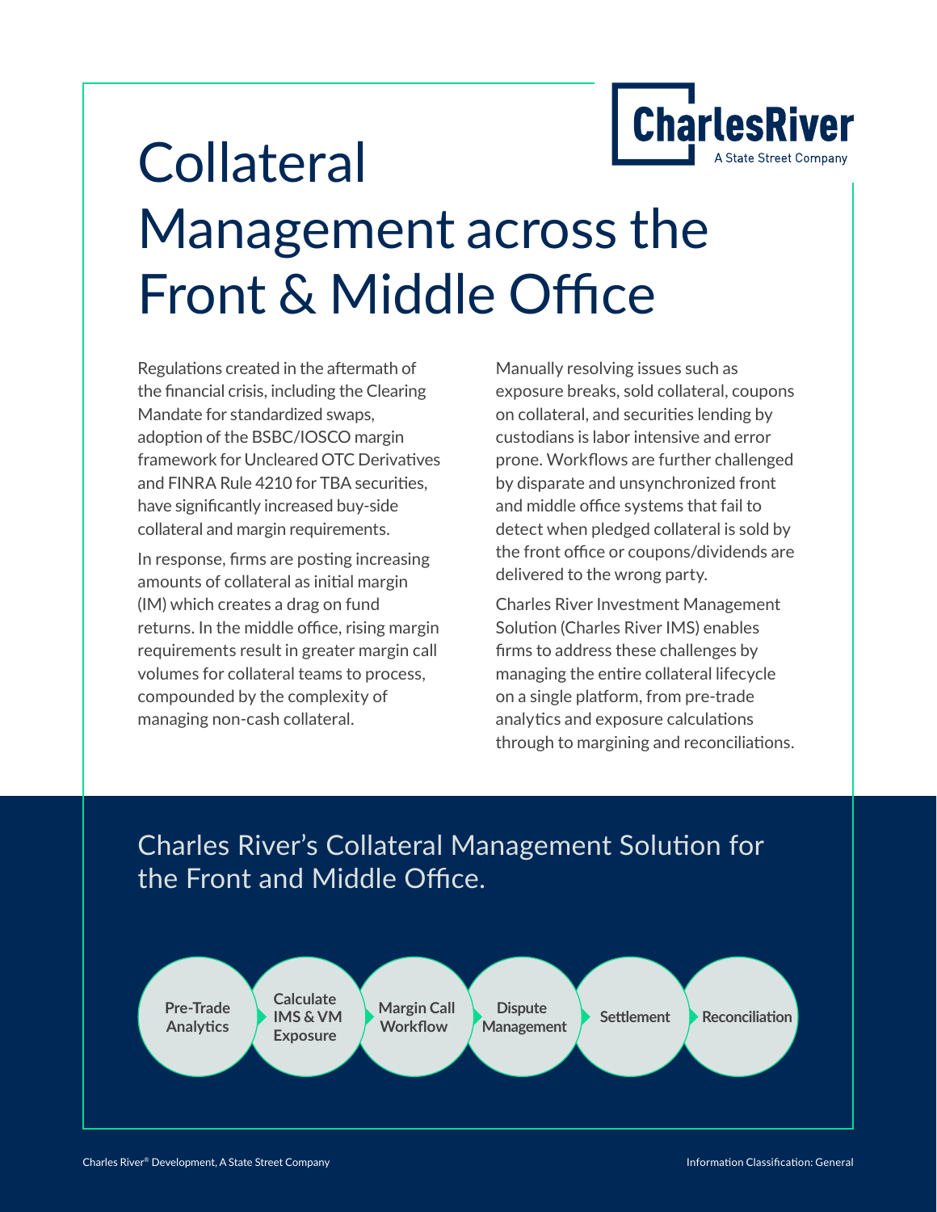CharlesRiver
A State Street Company

# Collateral Management across the Front & Middle Office

Regulations created in the aftermath of the financial crisis, including the Clearing Mandate for standardized swaps, adoption of the BSBC/IOSCO margin framework for Uncleared OTC Derivatives and FINRA Rule 4210 for TBA securities, have significantly increased buy-side collateral and margin requirements.

In response, firms are posting increasing amounts of collateral as initial margin (IM) which creates a drag on fund returns. In the middle office, rising margin requirements result in greater margin call volumes for collateral teams to process, compounded by the complexity of managing non-cash collateral.

Manually resolving issues such as exposure breaks, sold collateral, coupons on collateral, and securities lending by custodians is labor intensive and error prone. Workflows are further challenged by disparate and unsynchronized front and middle office systems that fail to detect when pledged collateral is sold by the front office or coupons/dividends are delivered to the wrong party.

Charles River Investment Management Solution (Charles River IMS) enables firms to address these challenges by managing the entire collateral lifecycle on a single platform, from pre-trade analytics and exposure calculations through to margining and reconciliations.

## Charles River's Collateral Management Solution for the Front and Middle Office.

Pre-Trade Analytics
Calculate IMS & VM Exposure
Margin Call Workflow
Dispute Management
Settlement
Reconciliation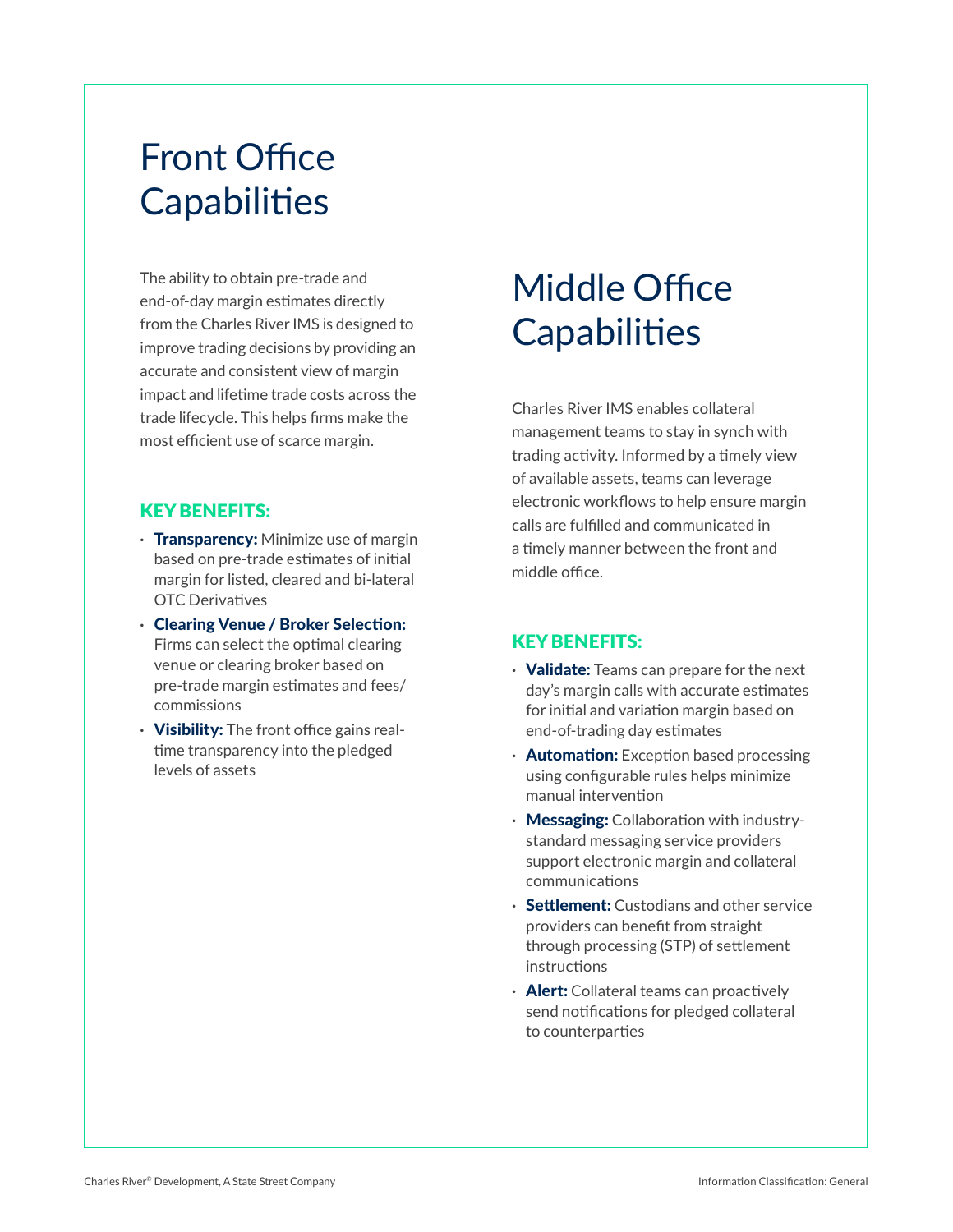# Front Office Capabilities

The ability to obtain pre-trade and end-of-day margin estimates directly from the Charles River IMS is designed to improve trading decisions by providing an accurate and consistent view of margin impact and lifetime trade costs across the trade lifecycle. This helps firms make the most efficient use of scarce margin.

### KEY BENEFITS:

- **Transparency:** Minimize use of margin based on pre-trade estimates of initial margin for listed, cleared and bi-lateral OTC Derivatives
- **Clearing Venue / Broker Selection:** Firms can select the optimal clearing venue or clearing broker based on pre-trade margin estimates and fees/ commissions
- **Visibility:** The front office gains real-time transparency into the pledged levels of assets

# Middle Office Capabilities

Charles River IMS enables collateral management teams to stay in synch with trading activity. Informed by a timely view of available assets, teams can leverage electronic workflows to help ensure margin calls are fulfilled and communicated in a timely manner between the front and middle office.

### KEY BENEFITS:

- **Validate:** Teams can prepare for the next day's margin calls with accurate estimates for initial and variation margin based on end-of-trading day estimates
- **Automation:** Exception based processing using configurable rules helps minimize manual intervention
- **Messaging:** Collaboration with industry-standard messaging service providers support electronic margin and collateral communications
- **Settlement:** Custodians and other service providers can benefit from straight through processing (STP) of settlement instructions
- **Alert:** Collateral teams can proactively send notifications for pledged collateral to counterparties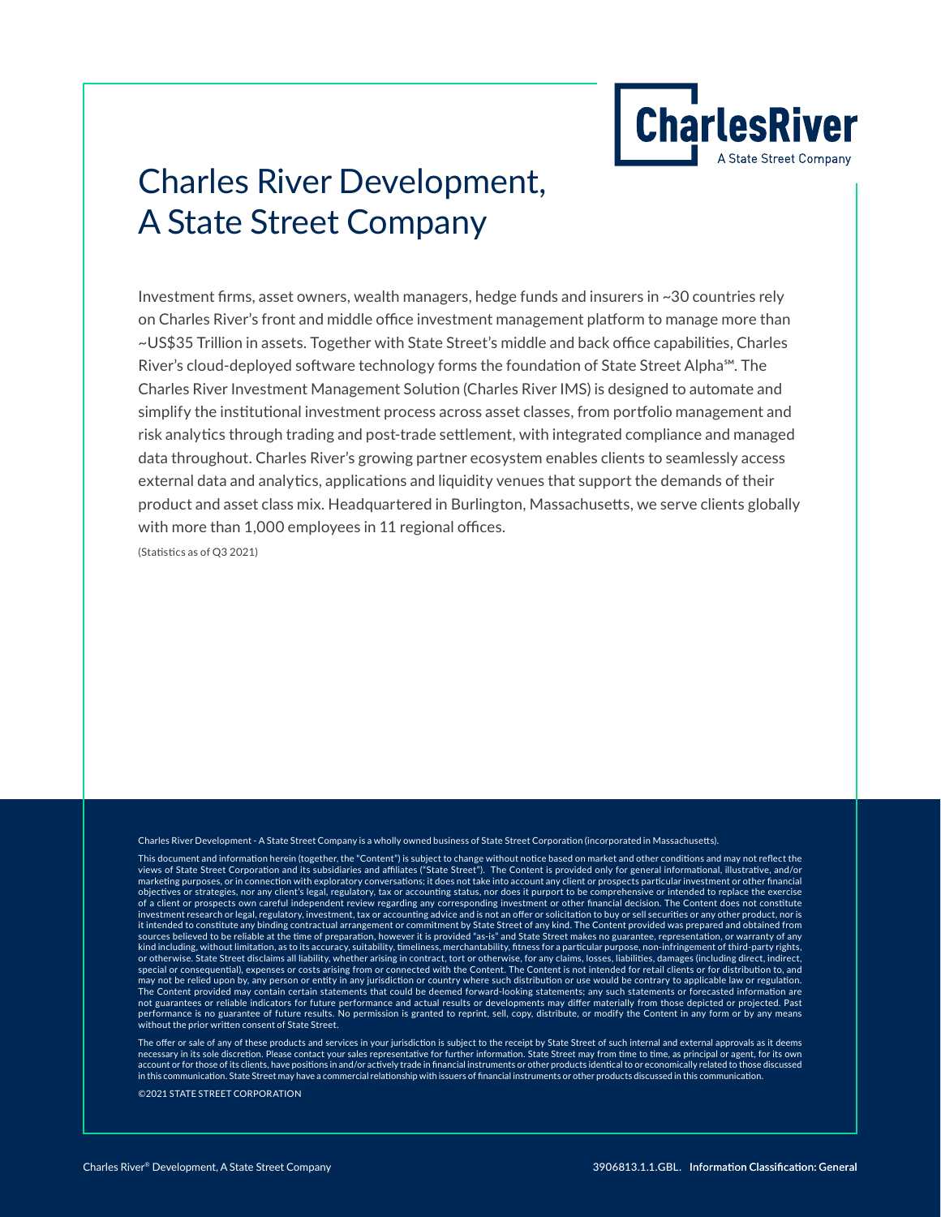# Charles River Development, A State Street Company

Investment firms, asset owners, wealth managers, hedge funds and insurers in ~30 countries rely on Charles River's front and middle office investment management platform to manage more than ~US$35 Trillion in assets. Together with State Street's middle and back office capabilities, Charles River's cloud-deployed software technology forms the foundation of State Street Alpha℠. The Charles River Investment Management Solution (Charles River IMS) is designed to automate and simplify the institutional investment process across asset classes, from portfolio management and risk analytics through trading and post-trade settlement, with integrated compliance and managed data throughout. Charles River's growing partner ecosystem enables clients to seamlessly access external data and analytics, applications and liquidity venues that support the demands of their product and asset class mix. Headquartered in Burlington, Massachusetts, we serve clients globally with more than 1,000 employees in 11 regional offices.

(Statistics as of Q3 2021)

Charles River Development - A State Street Company is a wholly owned business of State Street Corporation (incorporated in Massachusetts).

This document and information herein (together, the "Content") is subject to change without notice based on market and other conditions and may not reflect the views of State Street Corporation and its subsidiaries and affiliates ("State Street"). The Content is provided only for general informational, illustrative, and/or marketing purposes, or in connection with exploratory conversations; it does not take into account any client or prospects particular investment or other financial objectives or strategies, nor any client's legal, regulatory, tax or accounting status, nor does it purport to be comprehensive or intended to replace the exercise of a client or prospects own careful independent review regarding any corresponding investment or other financial decision. The Content does not constitute investment research or legal, regulatory, investment, tax or accounting advice and is not an offer or solicitation to buy or sell securities or any other product, nor is it intended to constitute any binding contractual arrangement or commitment by State Street of any kind. The Content provided was prepared and obtained from sources believed to be reliable at the time of preparation, however it is provided "as-is" and State Street makes no guarantee, representation, or warranty of any kind including, without limitation, as to its accuracy, suitability, timeliness, merchantability, fitness for a particular purpose, non-infringement of third-party rights, or otherwise. State Street disclaims all liability, whether arising in contract, tort or otherwise, for any claims, losses, liabilities, damages (including direct, indirect, special or consequential), expenses or costs arising from or connected with the Content. The Content is not intended for retail clients or for distribution to, and may not be relied upon by, any person or entity in any jurisdiction or country where such distribution or use would be contrary to applicable law or regulation. The Content provided may contain certain statements that could be deemed forward-looking statements; any such statements or forecasted information are not guarantees or reliable indicators for future performance and actual results or developments may differ materially from those depicted or projected. Past performance is no guarantee of future results. No permission is granted to reprint, sell, copy, distribute, or modify the Content in any form or by any means without the prior written consent of State Street.

The offer or sale of any of these products and services in your jurisdiction is subject to the receipt by State Street of such internal and external approvals as it deems necessary in its sole discretion. Please contact your sales representative for further information. State Street may from time to time, as principal or agent, for its own account or for those of its clients, have positions in and/or actively trade in financial instruments or other products identical to or economically related to those discussed in this communication. State Street may have a commercial relationship with issuers of financial instruments or other products discussed in this communication.

©2021 STATE STREET CORPORATION

Charles River® Development, A State Street Company

3906813.1.1.GBL. **Information Classification: General**